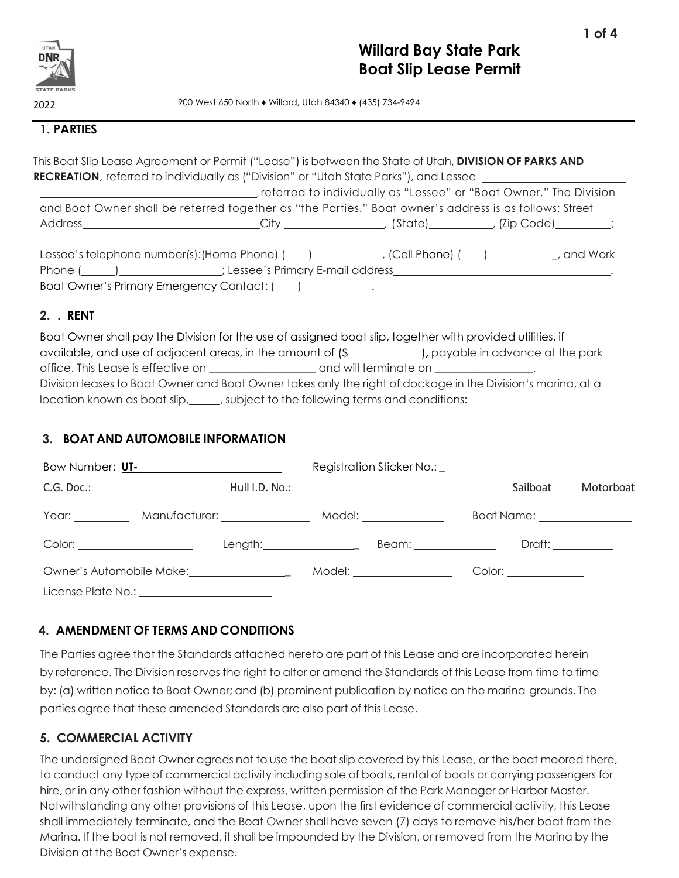# Willard Bay State Park
# Boat Slip Lease Permit

2022

900 West 650 North ♦ Willard, Utah 84340 ♦ (435) 734-9494

## 1. PARTIES

This Boat Slip Lease Agreement or Permit ("Lease") is between the State of Utah, **DIVISION OF PARKS AND RECREATION**, referred to individually as ("Division" or "Utah State Parks"), and Lessee ________________________________________________, referred to individually as "Lessee" or "Boat Owner." The Division and Boat Owner shall be referred together as "the Parties." Boat owner's address is as follows: Street Address________________________City _______________, (State)__________, (Zip Code)_________;

Lessee's telephone number(s):(Home Phone) (____)___________, (Cell Phone) (___)___________, and Work Phone (_____)________________; Lessee's Primary E-mail address______________________________________. Boat Owner's Primary Emergency Contact: (____)___________.

## 2. . RENT

Boat Owner shall pay the Division for the use of assigned boat slip, together with provided utilities, if available, and use of adjacent areas, in the amount of ($____________)**,** payable in advance at the park office. This Lease is effective on _________________ and will terminate on ________________.
Division leases to Boat Owner and Boat Owner takes only the right of dockage in the Division's marina, at a location known as boat slip,_____, subject to the following terms and conditions:

## 3. BOAT AND AUTOMOBILE INFORMATION

Bow Number: **UT-**______________________ Registration Sticker No.: ________________________

C.G. Doc.: ___________________ Hull I.D. No.: ______________________________ Sailboat Motorboat

Year: _________ Manufacturer: ______________ Model: ______________ Boat Name: ________________

Color: ___________________ Length:________________ Beam: ______________ Draft: __________

Owner's Automobile Make:_________________ Model: _________________ Color: _____________

License Plate No.: ______________________

## 4. AMENDMENT OF TERMS AND CONDITIONS

The Parties agree that the Standards attached hereto are part of this Lease and are incorporated herein by reference. The Division reserves the right to alter or amend the Standards of this Lease from time to time by: (a) written notice to Boat Owner; and (b) prominent publication by notice on the marina grounds. The parties agree that these amended Standards are also part of this Lease.

## 5. COMMERCIAL ACTIVITY

The undersigned Boat Owner agrees not to use the boat slip covered by this Lease, or the boat moored there, to conduct any type of commercial activity including sale of boats, rental of boats or carrying passengers for hire, or in any other fashion without the express, written permission of the Park Manager or Harbor Master. Notwithstanding any other provisions of this Lease, upon the first evidence of commercial activity, this Lease shall immediately terminate, and the Boat Owner shall have seven (7) days to remove his/her boat from the Marina. If the boat is not removed, it shall be impounded by the Division, or removed from the Marina by the Division at the Boat Owner's expense.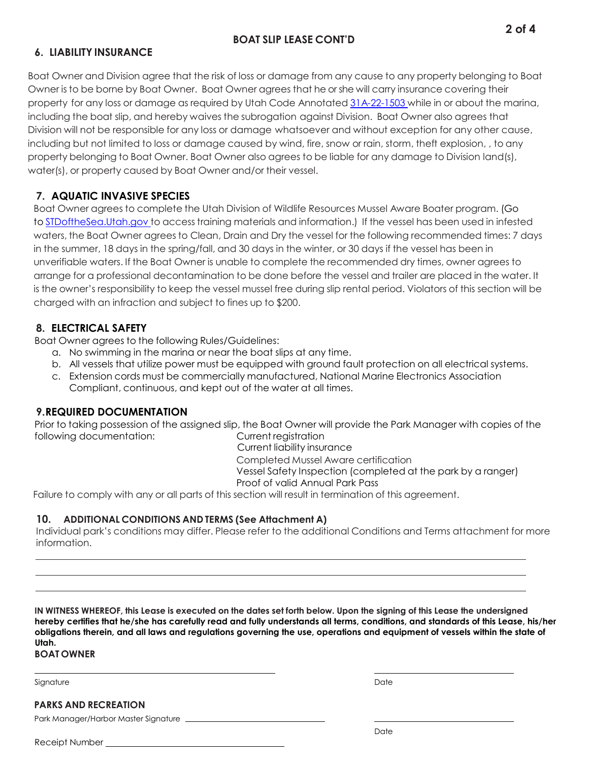## BOAT SLIP LEASE CONT'D

### 6. LIABILITY INSURANCE

Boat Owner and Division agree that the risk of loss or damage from any cause to any property belonging to Boat Owner is to be borne by Boat Owner. Boat Owner agrees that he or she will carry insurance covering their property for any loss or damage as required by Utah Code Annotated [31A-22-1503](31A-22-1503) while in or about the marina, including the boat slip, and hereby waives the subrogation against Division. Boat Owner also agrees that Division will not be responsible for any loss or damage whatsoever and without exception for any other cause, including but not limited to loss or damage caused by wind, fire, snow or rain, storm, theft explosion, , to any property belonging to Boat Owner. Boat Owner also agrees to be liable for any damage to Division land(s), water(s), or property caused by Boat Owner and/or their vessel.

### 7. AQUATIC INVASIVE SPECIES

Boat Owner agrees to complete the Utah Division of Wildlife Resources Mussel Aware Boater program. (Go to [STDoftheSea.Utah.gov](STDoftheSea.Utah.gov) to access training materials and information.) If the vessel has been used in infested waters, the Boat Owner agrees to Clean, Drain and Dry the vessel for the following recommended times: 7 days in the summer, 18 days in the spring/fall, and 30 days in the winter, or 30 days if the vessel has been in unverifiable waters. If the Boat Owner is unable to complete the recommended dry times, owner agrees to arrange for a professional decontamination to be done before the vessel and trailer are placed in the water. It is the owner's responsibility to keep the vessel mussel free during slip rental period. Violators of this section will be charged with an infraction and subject to fines up to $200.

### 8. ELECTRICAL SAFETY

Boat Owner agrees to the following Rules/Guidelines:

a. No swimming in the marina or near the boat slips at any time.
b. All vessels that utilize power must be equipped with ground fault protection on all electrical systems.
c. Extension cords must be commercially manufactured, National Marine Electronics Association Compliant, continuous, and kept out of the water at all times.

### 9. REQUIRED DOCUMENTATION

Prior to taking possession of the assigned slip, the Boat Owner will provide the Park Manager with copies of the following documentation:

- Current registration
- Current liability insurance
- Completed Mussel Aware certification
- Vessel Safety Inspection (completed at the park by a ranger)
- Proof of valid Annual Park Pass

Failure to comply with any or all parts of this section will result in termination of this agreement.

### 10. ADDITIONAL CONDITIONS AND TERMS (See Attachment A)

Individual park's conditions may differ. Please refer to the additional Conditions and Terms attachment for more information.

______________________________________________________________________

______________________________________________________________________

______________________________________________________________________

**IN WITNESS WHEREOF, this Lease is executed on the dates set forth below. Upon the signing of this Lease the undersigned hereby certifies that he/she has carefully read and fully understands all terms, conditions, and standards of this Lease, his/her obligations therein, and all laws and regulations governing the use, operations and equipment of vessels within the state of Utah.**

**BOAT OWNER**

______________________________ Signature

______________________________ Date

**PARKS AND RECREATION**

Park Manager/Harbor Master Signature ______________________________

______________________________ Date

Receipt Number ______________________________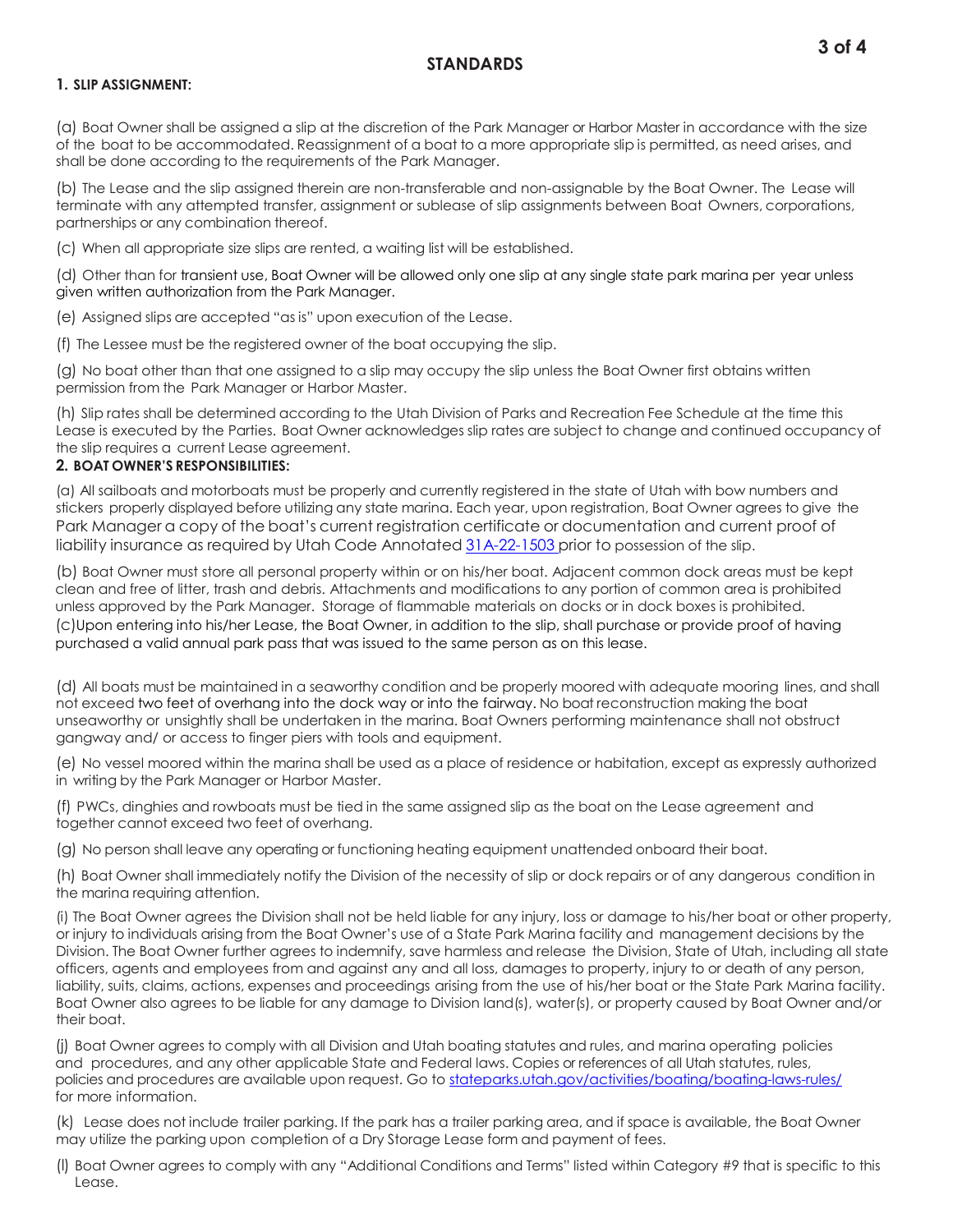## STANDARDS

### 1. SLIP ASSIGNMENT:

(a) Boat Owner shall be assigned a slip at the discretion of the Park Manager or Harbor Master in accordance with the size of the boat to be accommodated. Reassignment of a boat to a more appropriate slip is permitted, as need arises, and shall be done according to the requirements of the Park Manager.

(b) The Lease and the slip assigned therein are non-transferable and non-assignable by the Boat Owner. The Lease will terminate with any attempted transfer, assignment or sublease of slip assignments between Boat Owners, corporations, partnerships or any combination thereof.

(c) When all appropriate size slips are rented, a waiting list will be established.

(d) Other than for transient use, Boat Owner will be allowed only one slip at any single state park marina per year unless given written authorization from the Park Manager.

(e) Assigned slips are accepted "as is" upon execution of the Lease.

(f) The Lessee must be the registered owner of the boat occupying the slip.

(g) No boat other than that one assigned to a slip may occupy the slip unless the Boat Owner first obtains written permission from the Park Manager or Harbor Master.

(h) Slip rates shall be determined according to the Utah Division of Parks and Recreation Fee Schedule at the time this Lease is executed by the Parties. Boat Owner acknowledges slip rates are subject to change and continued occupancy of the slip requires a current Lease agreement.

### 2. BOAT OWNER'S RESPONSIBILITIES:

(a) All sailboats and motorboats must be properly and currently registered in the state of Utah with bow numbers and stickers properly displayed before utilizing any state marina. Each year, upon registration, Boat Owner agrees to give the Park Manager a copy of the boat's current registration certificate or documentation and current proof of liability insurance as required by Utah Code Annotated 31A-22-1503 prior to possession of the slip.

(b) Boat Owner must store all personal property within or on his/her boat. Adjacent common dock areas must be kept clean and free of litter, trash and debris. Attachments and modifications to any portion of common area is prohibited unless approved by the Park Manager. Storage of flammable materials on docks or in dock boxes is prohibited.

(c) Upon entering into his/her Lease, the Boat Owner, in addition to the slip, shall purchase or provide proof of having purchased a valid annual park pass that was issued to the same person as on this lease.

(d) All boats must be maintained in a seaworthy condition and be properly moored with adequate mooring lines, and shall not exceed two feet of overhang into the dock way or into the fairway. No boat reconstruction making the boat unseaworthy or unsightly shall be undertaken in the marina. Boat Owners performing maintenance shall not obstruct gangway and/ or access to finger piers with tools and equipment.

(e) No vessel moored within the marina shall be used as a place of residence or habitation, except as expressly authorized in writing by the Park Manager or Harbor Master.

(f) PWCs, dinghies and rowboats must be tied in the same assigned slip as the boat on the Lease agreement and together cannot exceed two feet of overhang.

(g) No person shall leave any operating or functioning heating equipment unattended onboard their boat.

(h) Boat Owner shall immediately notify the Division of the necessity of slip or dock repairs or of any dangerous condition in the marina requiring attention.

(i) The Boat Owner agrees the Division shall not be held liable for any injury, loss or damage to his/her boat or other property, or injury to individuals arising from the Boat Owner's use of a State Park Marina facility and management decisions by the Division. The Boat Owner further agrees to indemnify, save harmless and release the Division, State of Utah, including all state officers, agents and employees from and against any and all loss, damages to property, injury to or death of any person, liability, suits, claims, actions, expenses and proceedings arising from the use of his/her boat or the State Park Marina facility. Boat Owner also agrees to be liable for any damage to Division land(s), water(s), or property caused by Boat Owner and/or their boat.

(j) Boat Owner agrees to comply with all Division and Utah boating statutes and rules, and marina operating policies and procedures, and any other applicable State and Federal laws. Copies or references of all Utah statutes, rules, policies and procedures are available upon request. Go to stateparks.utah.gov/activities/boating/boating-laws-rules/ for more information.

(k) Lease does not include trailer parking. If the park has a trailer parking area, and if space is available, the Boat Owner may utilize the parking upon completion of a Dry Storage Lease form and payment of fees.

(l) Boat Owner agrees to comply with any "Additional Conditions and Terms" listed within Category #9 that is specific to this Lease.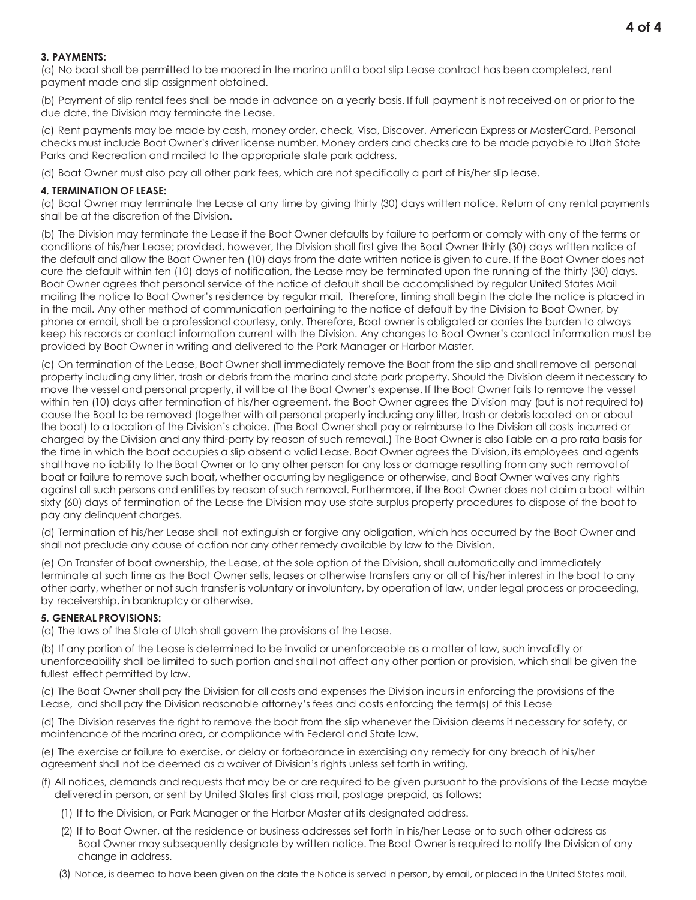**3. PAYMENTS:**

(a) No boat shall be permitted to be moored in the marina until a boat slip Lease contract has been completed, rent payment made and slip assignment obtained.

(b) Payment of slip rental fees shall be made in advance on a yearly basis. If full payment is not received on or prior to the due date, the Division may terminate the Lease.

(c) Rent payments may be made by cash, money order, check, Visa, Discover, American Express or MasterCard. Personal checks must include Boat Owner's driver license number. Money orders and checks are to be made payable to Utah State Parks and Recreation and mailed to the appropriate state park address.

(d) Boat Owner must also pay all other park fees, which are not specifically a part of his/her slip lease.

**4. TERMINATION OF LEASE:**

(a) Boat Owner may terminate the Lease at any time by giving thirty (30) days written notice. Return of any rental payments shall be at the discretion of the Division.

(b) The Division may terminate the Lease if the Boat Owner defaults by failure to perform or comply with any of the terms or conditions of his/her Lease; provided, however, the Division shall first give the Boat Owner thirty (30) days written notice of the default and allow the Boat Owner ten (10) days from the date written notice is given to cure. If the Boat Owner does not cure the default within ten (10) days of notification, the Lease may be terminated upon the running of the thirty (30) days. Boat Owner agrees that personal service of the notice of default shall be accomplished by regular United States Mail mailing the notice to Boat Owner's residence by regular mail. Therefore, timing shall begin the date the notice is placed in in the mail. Any other method of communication pertaining to the notice of default by the Division to Boat Owner, by phone or email, shall be a professional courtesy, only. Therefore, Boat owner is obligated or carries the burden to always keep his records or contact information current with the Division. Any changes to Boat Owner's contact information must be provided by Boat Owner in writing and delivered to the Park Manager or Harbor Master.

(c) On termination of the Lease, Boat Owner shall immediately remove the Boat from the slip and shall remove all personal property including any litter, trash or debris from the marina and state park property. Should the Division deem it necessary to move the vessel and personal property, it will be at the Boat Owner's expense. If the Boat Owner fails to remove the vessel within ten (10) days after termination of his/her agreement, the Boat Owner agrees the Division may (but is not required to) cause the Boat to be removed (together with all personal property including any litter, trash or debris located on or about the boat) to a location of the Division's choice. (The Boat Owner shall pay or reimburse to the Division all costs incurred or charged by the Division and any third-party by reason of such removal.) The Boat Owner is also liable on a pro rata basis for the time in which the boat occupies a slip absent a valid Lease. Boat Owner agrees the Division, its employees and agents shall have no liability to the Boat Owner or to any other person for any loss or damage resulting from any such removal of boat or failure to remove such boat, whether occurring by negligence or otherwise, and Boat Owner waives any rights against all such persons and entities by reason of such removal. Furthermore, if the Boat Owner does not claim a boat within sixty (60) days of termination of the Lease the Division may use state surplus property procedures to dispose of the boat to pay any delinquent charges.

(d) Termination of his/her Lease shall not extinguish or forgive any obligation, which has occurred by the Boat Owner and shall not preclude any cause of action nor any other remedy available by law to the Division.

(e) On Transfer of boat ownership, the Lease, at the sole option of the Division, shall automatically and immediately terminate at such time as the Boat Owner sells, leases or otherwise transfers any or all of his/her interest in the boat to any other party, whether or not such transfer is voluntary or involuntary, by operation of law, under legal process or proceeding, by receivership, in bankruptcy or otherwise.

**5. GENERAL PROVISIONS:**

(a) The laws of the State of Utah shall govern the provisions of the Lease.

(b) If any portion of the Lease is determined to be invalid or unenforceable as a matter of law, such invalidity or unenforceability shall be limited to such portion and shall not affect any other portion or provision, which shall be given the fullest effect permitted by law.

(c) The Boat Owner shall pay the Division for all costs and expenses the Division incurs in enforcing the provisions of the Lease, and shall pay the Division reasonable attorney's fees and costs enforcing the term(s) of this Lease

(d) The Division reserves the right to remove the boat from the slip whenever the Division deems it necessary for safety, or maintenance of the marina area, or compliance with Federal and State law.

(e) The exercise or failure to exercise, or delay or forbearance in exercising any remedy for any breach of his/her agreement shall not be deemed as a waiver of Division's rights unless set forth in writing.

(f) All notices, demands and requests that may be or are required to be given pursuant to the provisions of the Lease maybe delivered in person, or sent by United States first class mail, postage prepaid, as follows:

(1) If to the Division, or Park Manager or the Harbor Master at its designated address.

(2) If to Boat Owner, at the residence or business addresses set forth in his/her Lease or to such other address as Boat Owner may subsequently designate by written notice. The Boat Owner is required to notify the Division of any change in address.

(3) Notice, is deemed to have been given on the date the Notice is served in person, by email, or placed in the United States mail.